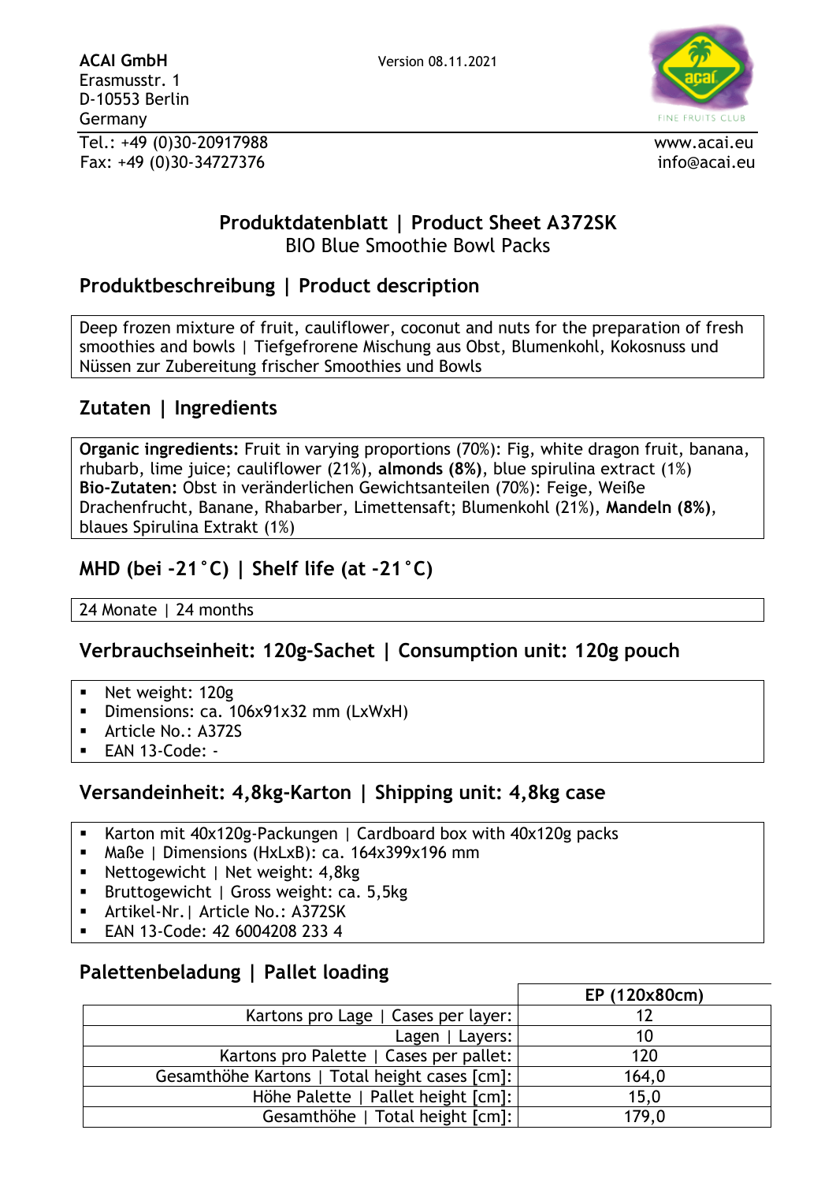ACAI GmbH
Erasmusstr. 1
D-10553 Berlin
Germany

Version 08.11.2021

FINE FRUITS CLUB

Tel.: +49 (0)30-20917988
Fax: +49 (0)30-34727376

www.acai.eu
info@acai.eu

# Produktdatenblatt | Product Sheet A372SK

BIO Blue Smoothie Bowl Packs

## Produktbeschreibung | Product description

Deep frozen mixture of fruit, cauliflower, coconut and nuts for the preparation of fresh smoothies and bowls | Tiefgefrorene Mischung aus Obst, Blumenkohl, Kokosnuss und Nüssen zur Zubereitung frischer Smoothies und Bowls

## Zutaten | Ingredients

**Organic ingredients:** Fruit in varying proportions (70%): Fig, white dragon fruit, banana, rhubarb, lime juice; cauliflower (21%), **almonds (8%)**, blue spirulina extract (1%)
**Bio-Zutaten:** Obst in veränderlichen Gewichtsanteilen (70%): Feige, Weiße Drachenfrucht, Banane, Rhabarber, Limettensaft; Blumenkohl (21%), **Mandeln (8%)**, blaues Spirulina Extrakt (1%)

## MHD (bei -21°C) | Shelf life (at -21°C)

24 Monate | 24 months

## Verbrauchseinheit: 120g-Sachet | Consumption unit: 120g pouch

- Net weight: 120g
- Dimensions: ca. 106x91x32 mm (LxWxH)
- Article No.: A372S
- EAN 13-Code: -

## Versandeinheit: 4,8kg-Karton | Shipping unit: 4,8kg case

- Karton mit 40x120g-Packungen | Cardboard box with 40x120g packs
- Maße | Dimensions (HxLxB): ca. 164x399x196 mm
- Nettogewicht | Net weight: 4,8kg
- Bruttogewicht | Gross weight: ca. 5,5kg
- Artikel-Nr.| Article No.: A372SK
- EAN 13-Code: 42 6004208 233 4

## Palettenbeladung | Pallet loading

| | EP (120x80cm) |
|---:|:---:|
| Kartons pro Lage \| Cases per layer: | 12 |
| Lagen \| Layers: | 10 |
| Kartons pro Palette \| Cases per pallet: | 120 |
| Gesamthöhe Kartons \| Total height cases [cm]: | 164,0 |
| Höhe Palette \| Pallet height [cm]: | 15,0 |
| Gesamthöhe \| Total height [cm]: | 179,0 |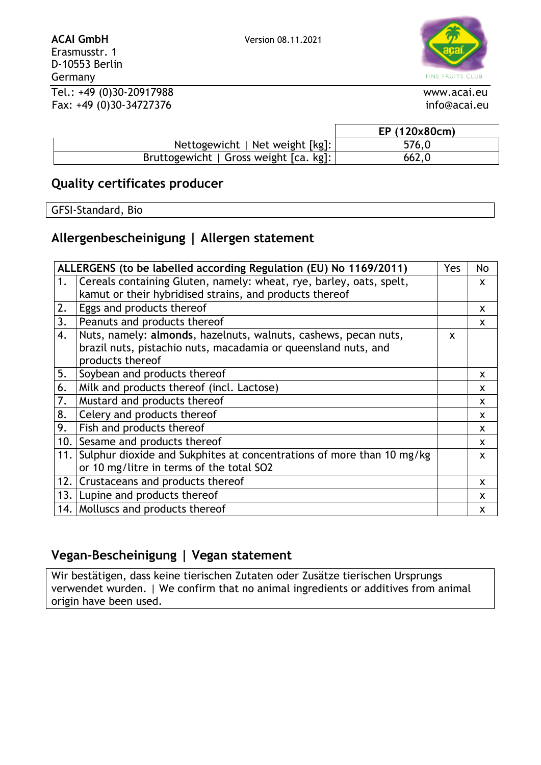**ACAI GmbH**
Erasmusstr. 1
D-10553 Berlin
Germany

Version 08.11.2021

Tel.: +49 (0)30-20917988
Fax: +49 (0)30-34727376

www.acai.eu
info@acai.eu

| | EP (120x80cm) |
|---|---|
| Nettogewicht \| Net weight [kg]: | 576,0 |
| Bruttogewicht \| Gross weight [ca. kg]: | 662,0 |

## Quality certificates producer

GFSI-Standard, Bio

## Allergenbescheinigung | Allergen statement

| | ALLERGENS (to be labelled according Regulation (EU) No 1169/2011) | Yes | No |
|---|---|---|---|
| 1. | Cereals containing Gluten, namely: wheat, rye, barley, oats, spelt, kamut or their hybridised strains, and products thereof | | x |
| 2. | Eggs and products thereof | | x |
| 3. | Peanuts and products thereof | | x |
| 4. | Nuts, namely: **almonds**, hazelnuts, walnuts, cashews, pecan nuts, brazil nuts, pistachio nuts, macadamia or queensland nuts, and products thereof | x | |
| 5. | Soybean and products thereof | | x |
| 6. | Milk and products thereof (incl. Lactose) | | x |
| 7. | Mustard and products thereof | | x |
| 8. | Celery and products thereof | | x |
| 9. | Fish and products thereof | | x |
| 10. | Sesame and products thereof | | x |
| 11. | Sulphur dioxide and Sukphites at concentrations of more than 10 mg/kg or 10 mg/litre in terms of the total SO2 | | x |
| 12. | Crustaceans and products thereof | | x |
| 13. | Lupine and products thereof | | x |
| 14. | Molluscs and products thereof | | x |

## Vegan-Bescheinigung | Vegan statement

Wir bestätigen, dass keine tierischen Zutaten oder Zusätze tierischen Ursprungs verwendet wurden. | We confirm that no animal ingredients or additives from animal origin have been used.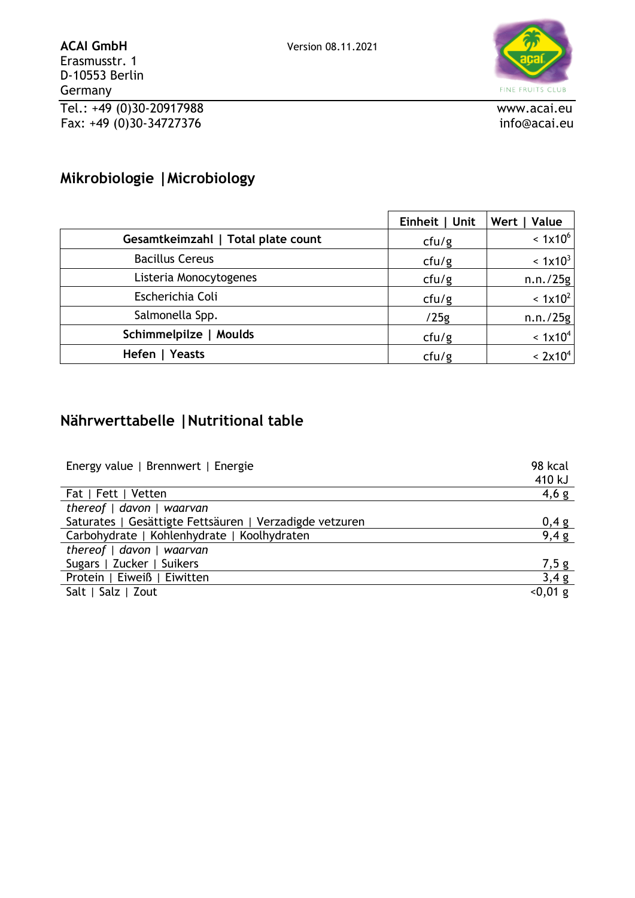**ACAI GmbH**
Erasmusstr. 1
D-10553 Berlin
Germany

Version 08.11.2021

Tel.: +49 (0)30-20917988
Fax: +49 (0)30-34727376

www.acai.eu
info@acai.eu

## Mikrobiologie | Microbiology

| | Einheit \| Unit | Wert \| Value |
|---|---|---|
| **Gesamtkeimzahl \| Total plate count** | cfu/g | < $1x10^6$ |
| Bacillus Cereus | cfu/g | < $1x10^3$ |
| Listeria Monocytogenes | cfu/g | n.n./25g |
| Escherichia Coli | cfu/g | < $1x10^2$ |
| Salmonella Spp. | /25g | n.n./25g |
| **Schimmelpilze \| Moulds** | cfu/g | < $1x10^4$ |
| **Hefen \| Yeasts** | cfu/g | < $2x10^4$ |

## Nährwerttabelle | Nutritional table

| | |
|---|---|
| Energy value \| Brennwert \| Energie | 98 kcal<br>410 kJ |
| Fat \| Fett \| Vetten | 4,6 g |
| *thereof \| davon \| waarvan*<br>Saturates \| Gesättigte Fettsäuren \| Verzadigde vetzuren | 0,4 g |
| Carbohydrate \| Kohlenhydrate \| Koolhydraten | 9,4 g |
| *thereof \| davon \| waarvan*<br>Sugars \| Zucker \| Suikers | 7,5 g |
| Protein \| Eiweiß \| Eiwitten | 3,4 g |
| Salt \| Salz \| Zout | <0,01 g |